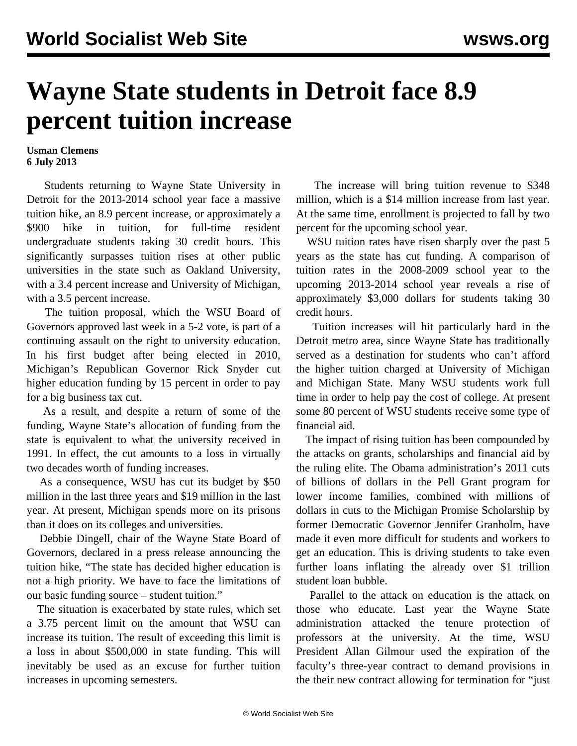# Wayne State students in Detroit face 8.9 percent tuition increase

**Usman Clemens**
**6 July 2013**

Students returning to Wayne State University in Detroit for the 2013-2014 school year face a massive tuition hike, an 8.9 percent increase, or approximately a $900 hike in tuition, for full-time resident undergraduate students taking 30 credit hours. This significantly surpasses tuition rises at other public universities in the state such as Oakland University, with a 3.4 percent increase and University of Michigan, with a 3.5 percent increase.

The tuition proposal, which the WSU Board of Governors approved last week in a 5-2 vote, is part of a continuing assault on the right to university education. In his first budget after being elected in 2010, Michigan's Republican Governor Rick Snyder cut higher education funding by 15 percent in order to pay for a big business tax cut.

As a result, and despite a return of some of the funding, Wayne State's allocation of funding from the state is equivalent to what the university received in 1991. In effect, the cut amounts to a loss in virtually two decades worth of funding increases.

As a consequence, WSU has cut its budget by $50 million in the last three years and $19 million in the last year. At present, Michigan spends more on its prisons than it does on its colleges and universities.

Debbie Dingell, chair of the Wayne State Board of Governors, declared in a press release announcing the tuition hike, "The state has decided higher education is not a high priority. We have to face the limitations of our basic funding source – student tuition."

The situation is exacerbated by state rules, which set a 3.75 percent limit on the amount that WSU can increase its tuition. The result of exceeding this limit is a loss in about $500,000 in state funding. This will inevitably be used as an excuse for further tuition increases in upcoming semesters.

The increase will bring tuition revenue to $348 million, which is a $14 million increase from last year. At the same time, enrollment is projected to fall by two percent for the upcoming school year.

WSU tuition rates have risen sharply over the past 5 years as the state has cut funding. A comparison of tuition rates in the 2008-2009 school year to the upcoming 2013-2014 school year reveals a rise of approximately $3,000 dollars for students taking 30 credit hours.

Tuition increases will hit particularly hard in the Detroit metro area, since Wayne State has traditionally served as a destination for students who can't afford the higher tuition charged at University of Michigan and Michigan State. Many WSU students work full time in order to help pay the cost of college. At present some 80 percent of WSU students receive some type of financial aid.

The impact of rising tuition has been compounded by the attacks on grants, scholarships and financial aid by the ruling elite. The Obama administration's 2011 cuts of billions of dollars in the Pell Grant program for lower income families, combined with millions of dollars in cuts to the Michigan Promise Scholarship by former Democratic Governor Jennifer Granholm, have made it even more difficult for students and workers to get an education. This is driving students to take even further loans inflating the already over $1 trillion student loan bubble.

Parallel to the attack on education is the attack on those who educate. Last year the Wayne State administration attacked the tenure protection of professors at the university. At the time, WSU President Allan Gilmour used the expiration of the faculty's three-year contract to demand provisions in the their new contract allowing for termination for "just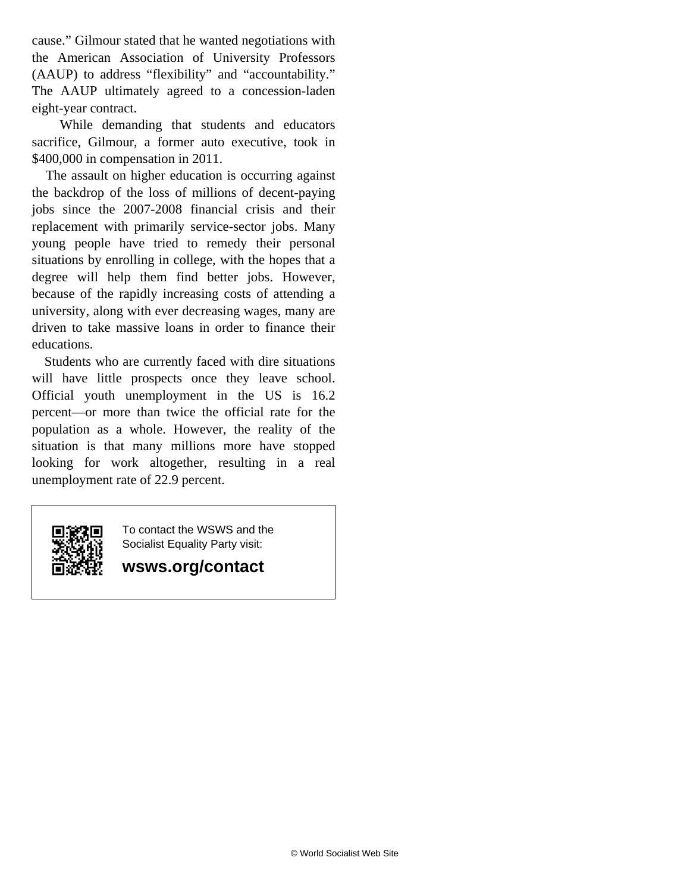cause." Gilmour stated that he wanted negotiations with the American Association of University Professors (AAUP) to address "flexibility" and "accountability." The AAUP ultimately agreed to a concession-laden eight-year contract.

While demanding that students and educators sacrifice, Gilmour, a former auto executive, took in $400,000 in compensation in 2011.

The assault on higher education is occurring against the backdrop of the loss of millions of decent-paying jobs since the 2007-2008 financial crisis and their replacement with primarily service-sector jobs. Many young people have tried to remedy their personal situations by enrolling in college, with the hopes that a degree will help them find better jobs. However, because of the rapidly increasing costs of attending a university, along with ever decreasing wages, many are driven to take massive loans in order to finance their educations.

Students who are currently faced with dire situations will have little prospects once they leave school. Official youth unemployment in the US is 16.2 percent—or more than twice the official rate for the population as a whole. However, the reality of the situation is that many millions more have stopped looking for work altogether, resulting in a real unemployment rate of 22.9 percent.

To contact the WSWS and the Socialist Equality Party visit:

**wsws.org/contact**